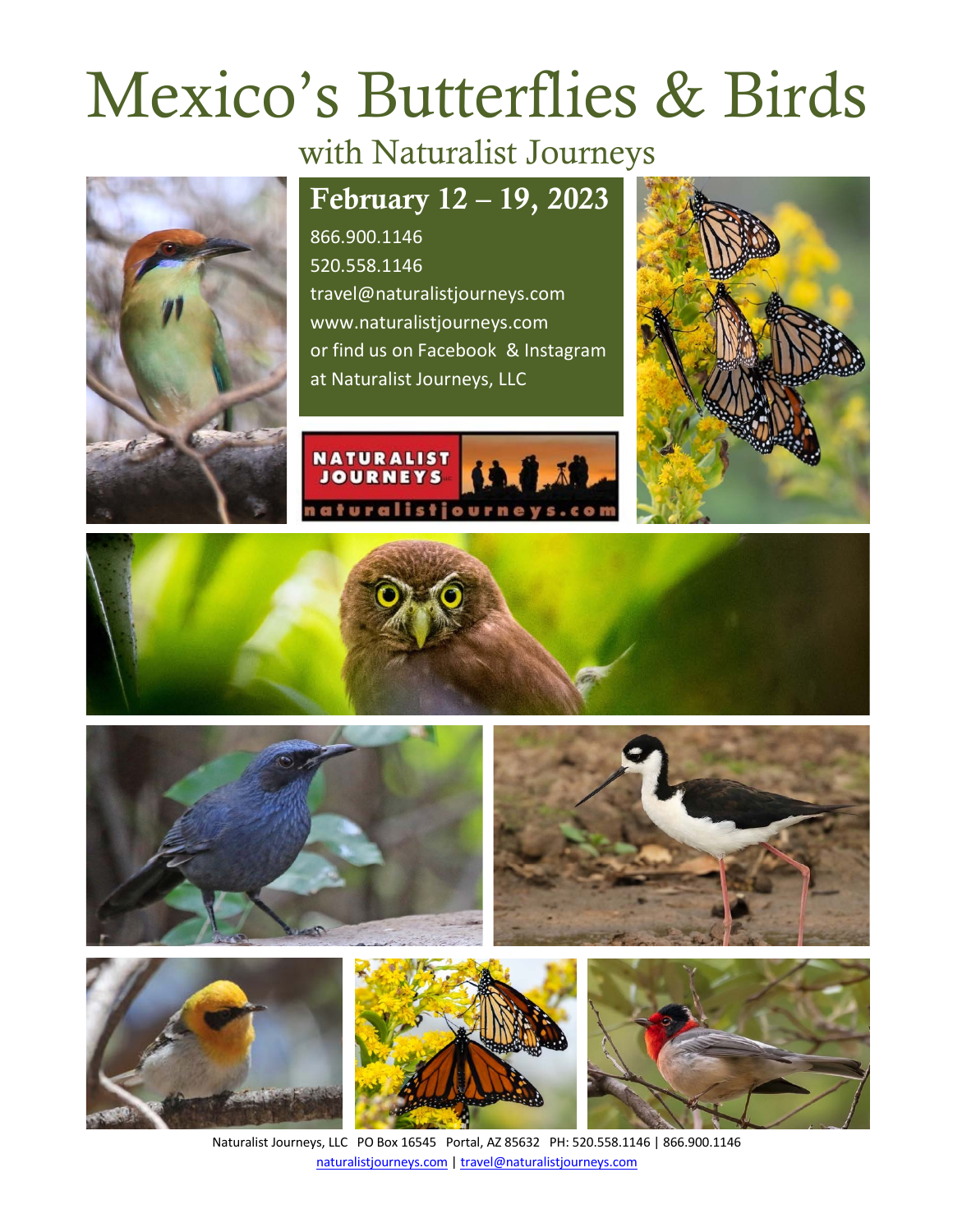# Mexico's Butterflies & Birds

## with Naturalist Journeys

**February 12 – 19, 2023**

866.900.1146
520.558.1146
travel@naturalistjourneys.com
www.naturalistjourneys.com
or find us on Facebook & Instagram at Naturalist Journeys, LLC

NATURALIST JOURNEYS
naturalistjourneys.com

Naturalist Journeys, LLC PO Box 16545 Portal, AZ 85632 PH: 520.558.1146 | 866.900.1146
naturalistjourneys.com | travel@naturalistjourneys.com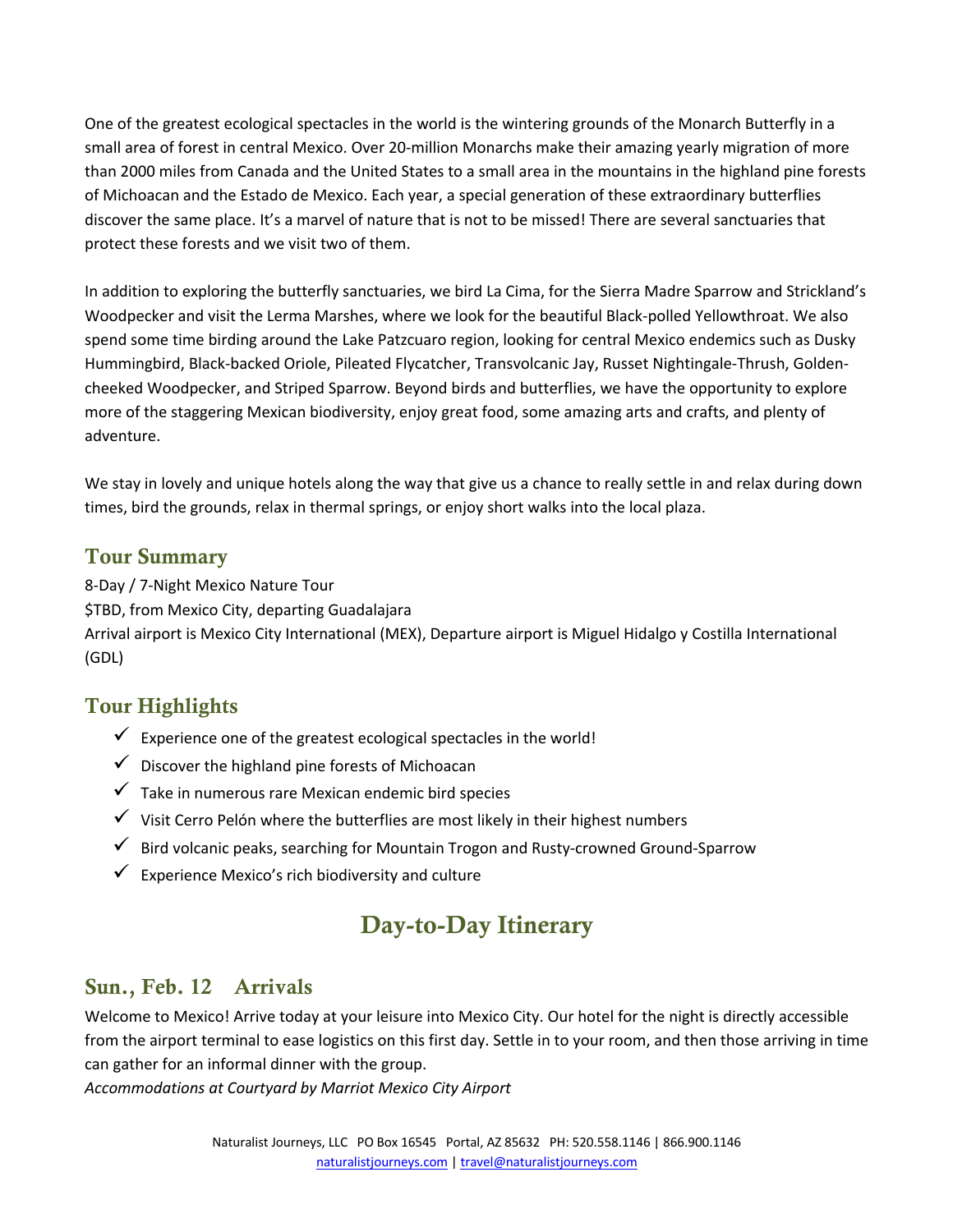One of the greatest ecological spectacles in the world is the wintering grounds of the Monarch Butterfly in a small area of forest in central Mexico. Over 20-million Monarchs make their amazing yearly migration of more than 2000 miles from Canada and the United States to a small area in the mountains in the highland pine forests of Michoacan and the Estado de Mexico. Each year, a special generation of these extraordinary butterflies discover the same place. It's a marvel of nature that is not to be missed! There are several sanctuaries that protect these forests and we visit two of them.

In addition to exploring the butterfly sanctuaries, we bird La Cima, for the Sierra Madre Sparrow and Strickland's Woodpecker and visit the Lerma Marshes, where we look for the beautiful Black-polled Yellowthroat. We also spend some time birding around the Lake Patzcuaro region, looking for central Mexico endemics such as Dusky Hummingbird, Black-backed Oriole, Pileated Flycatcher, Transvolcanic Jay, Russet Nightingale-Thrush, Golden-cheeked Woodpecker, and Striped Sparrow. Beyond birds and butterflies, we have the opportunity to explore more of the staggering Mexican biodiversity, enjoy great food, some amazing arts and crafts, and plenty of adventure.

We stay in lovely and unique hotels along the way that give us a chance to really settle in and relax during down times, bird the grounds, relax in thermal springs, or enjoy short walks into the local plaza.

## Tour Summary

8-Day / 7-Night Mexico Nature Tour
$TBD, from Mexico City, departing Guadalajara
Arrival airport is Mexico City International (MEX), Departure airport is Miguel Hidalgo y Costilla International (GDL)

## Tour Highlights

- ✓ Experience one of the greatest ecological spectacles in the world!
- ✓ Discover the highland pine forests of Michoacan
- ✓ Take in numerous rare Mexican endemic bird species
- ✓ Visit Cerro Pelón where the butterflies are most likely in their highest numbers
- ✓ Bird volcanic peaks, searching for Mountain Trogon and Rusty-crowned Ground-Sparrow
- ✓ Experience Mexico's rich biodiversity and culture

# Day-to-Day Itinerary

## Sun., Feb. 12 Arrivals

Welcome to Mexico! Arrive today at your leisure into Mexico City. Our hotel for the night is directly accessible from the airport terminal to ease logistics on this first day. Settle in to your room, and then those arriving in time can gather for an informal dinner with the group.
*Accommodations at Courtyard by Marriot Mexico City Airport*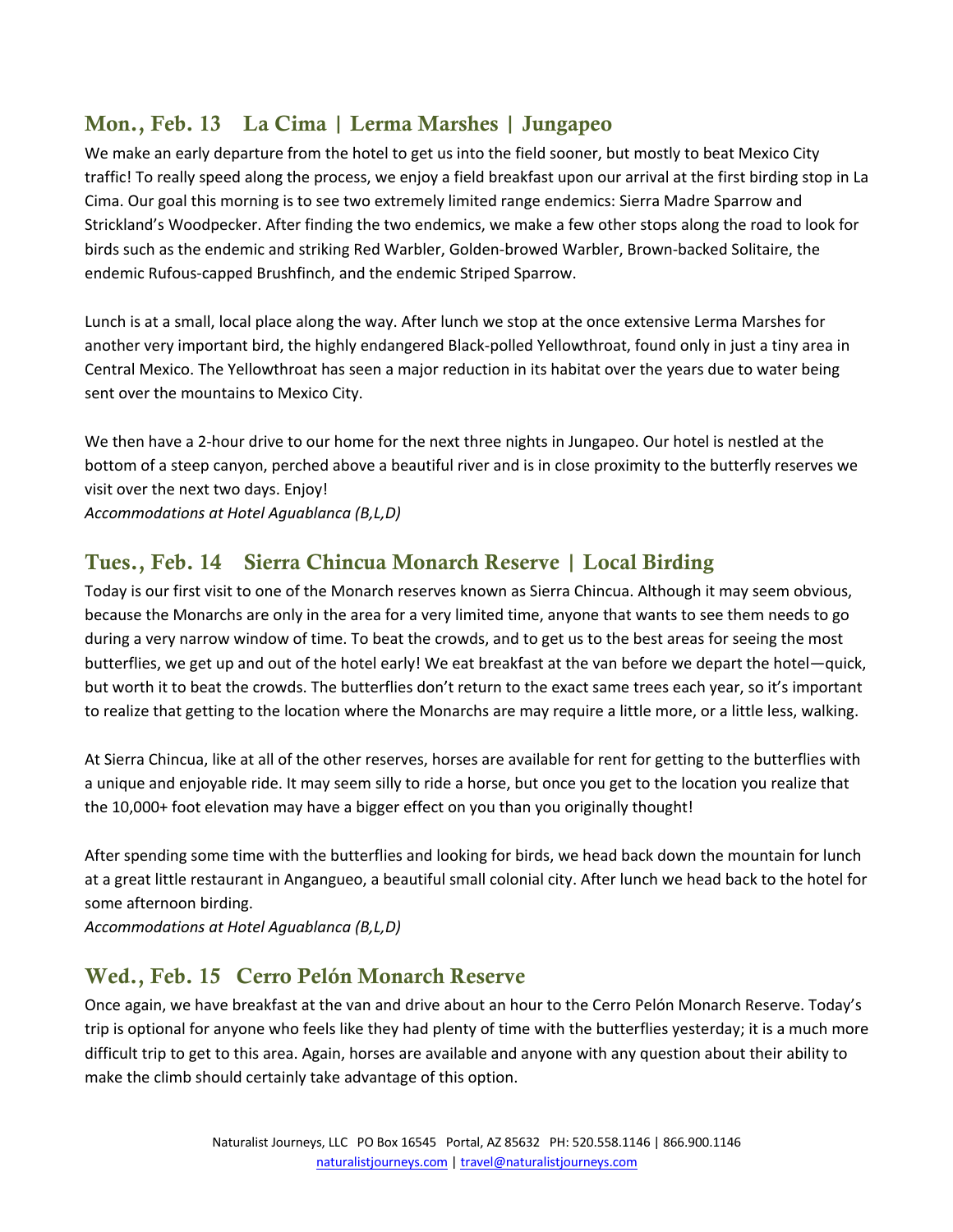## Mon., Feb. 13 La Cima | Lerma Marshes | Jungapeo

We make an early departure from the hotel to get us into the field sooner, but mostly to beat Mexico City traffic! To really speed along the process, we enjoy a field breakfast upon our arrival at the first birding stop in La Cima. Our goal this morning is to see two extremely limited range endemics: Sierra Madre Sparrow and Strickland's Woodpecker. After finding the two endemics, we make a few other stops along the road to look for birds such as the endemic and striking Red Warbler, Golden-browed Warbler, Brown-backed Solitaire, the endemic Rufous-capped Brushfinch, and the endemic Striped Sparrow.

Lunch is at a small, local place along the way. After lunch we stop at the once extensive Lerma Marshes for another very important bird, the highly endangered Black-polled Yellowthroat, found only in just a tiny area in Central Mexico. The Yellowthroat has seen a major reduction in its habitat over the years due to water being sent over the mountains to Mexico City.

We then have a 2-hour drive to our home for the next three nights in Jungapeo. Our hotel is nestled at the bottom of a steep canyon, perched above a beautiful river and is in close proximity to the butterfly reserves we visit over the next two days. Enjoy!
*Accommodations at Hotel Aguablanca (B,L,D)*

## Tues., Feb. 14 Sierra Chincua Monarch Reserve | Local Birding

Today is our first visit to one of the Monarch reserves known as Sierra Chincua. Although it may seem obvious, because the Monarchs are only in the area for a very limited time, anyone that wants to see them needs to go during a very narrow window of time. To beat the crowds, and to get us to the best areas for seeing the most butterflies, we get up and out of the hotel early! We eat breakfast at the van before we depart the hotel—quick, but worth it to beat the crowds. The butterflies don't return to the exact same trees each year, so it's important to realize that getting to the location where the Monarchs are may require a little more, or a little less, walking.

At Sierra Chincua, like at all of the other reserves, horses are available for rent for getting to the butterflies with a unique and enjoyable ride. It may seem silly to ride a horse, but once you get to the location you realize that the 10,000+ foot elevation may have a bigger effect on you than you originally thought!

After spending some time with the butterflies and looking for birds, we head back down the mountain for lunch at a great little restaurant in Angangueo, a beautiful small colonial city. After lunch we head back to the hotel for some afternoon birding.
*Accommodations at Hotel Aguablanca (B,L,D)*

## Wed., Feb. 15 Cerro Pelón Monarch Reserve

Once again, we have breakfast at the van and drive about an hour to the Cerro Pelón Monarch Reserve. Today's trip is optional for anyone who feels like they had plenty of time with the butterflies yesterday; it is a much more difficult trip to get to this area. Again, horses are available and anyone with any question about their ability to make the climb should certainly take advantage of this option.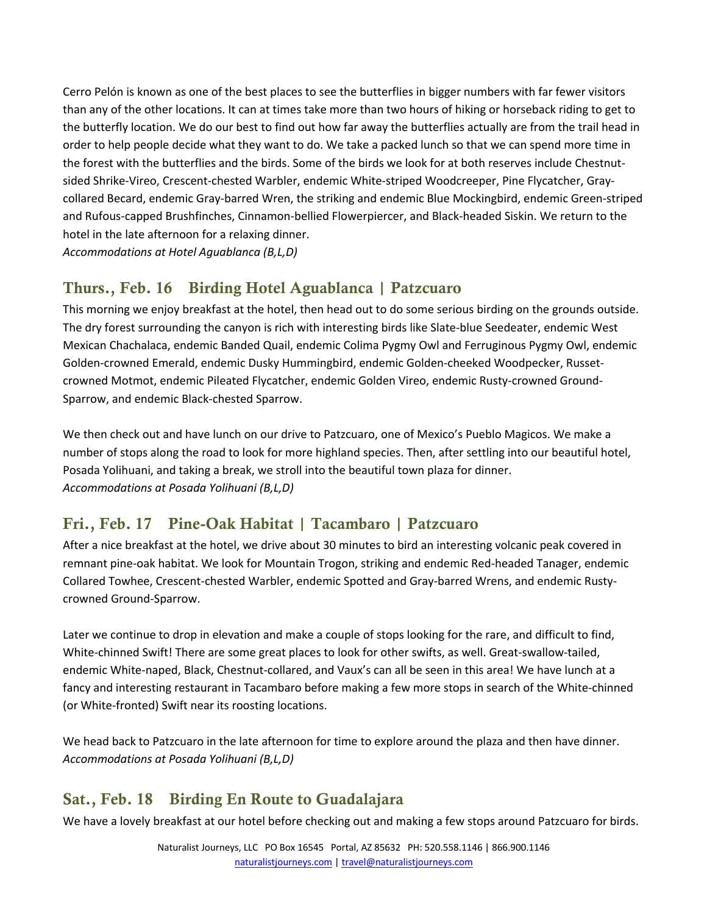Cerro Pelón is known as one of the best places to see the butterflies in bigger numbers with far fewer visitors than any of the other locations. It can at times take more than two hours of hiking or horseback riding to get to the butterfly location. We do our best to find out how far away the butterflies actually are from the trail head in order to help people decide what they want to do. We take a packed lunch so that we can spend more time in the forest with the butterflies and the birds. Some of the birds we look for at both reserves include Chestnut-sided Shrike-Vireo, Crescent-chested Warbler, endemic White-striped Woodcreeper, Pine Flycatcher, Gray-collared Becard, endemic Gray-barred Wren, the striking and endemic Blue Mockingbird, endemic Green-striped and Rufous-capped Brushfinches, Cinnamon-bellied Flowerpiercer, and Black-headed Siskin. We return to the hotel in the late afternoon for a relaxing dinner.
*Accommodations at Hotel Aguablanca (B,L,D)*

## Thurs., Feb. 16 Birding Hotel Aguablanca | Patzcuaro

This morning we enjoy breakfast at the hotel, then head out to do some serious birding on the grounds outside. The dry forest surrounding the canyon is rich with interesting birds like Slate-blue Seedeater, endemic West Mexican Chachalaca, endemic Banded Quail, endemic Colima Pygmy Owl and Ferruginous Pygmy Owl, endemic Golden-crowned Emerald, endemic Dusky Hummingbird, endemic Golden-cheeked Woodpecker, Russet-crowned Motmot, endemic Pileated Flycatcher, endemic Golden Vireo, endemic Rusty-crowned Ground-Sparrow, and endemic Black-chested Sparrow.

We then check out and have lunch on our drive to Patzcuaro, one of Mexico's Pueblo Magicos. We make a number of stops along the road to look for more highland species. Then, after settling into our beautiful hotel, Posada Yolihuani, and taking a break, we stroll into the beautiful town plaza for dinner.
*Accommodations at Posada Yolihuani (B,L,D)*

## Fri., Feb. 17 Pine-Oak Habitat | Tacambaro | Patzcuaro

After a nice breakfast at the hotel, we drive about 30 minutes to bird an interesting volcanic peak covered in remnant pine-oak habitat. We look for Mountain Trogon, striking and endemic Red-headed Tanager, endemic Collared Towhee, Crescent-chested Warbler, endemic Spotted and Gray-barred Wrens, and endemic Rusty-crowned Ground-Sparrow.

Later we continue to drop in elevation and make a couple of stops looking for the rare, and difficult to find, White-chinned Swift! There are some great places to look for other swifts, as well. Great-swallow-tailed, endemic White-naped, Black, Chestnut-collared, and Vaux's can all be seen in this area! We have lunch at a fancy and interesting restaurant in Tacambaro before making a few more stops in search of the White-chinned (or White-fronted) Swift near its roosting locations.

We head back to Patzcuaro in the late afternoon for time to explore around the plaza and then have dinner.
*Accommodations at Posada Yolihuani (B,L,D)*

## Sat., Feb. 18 Birding En Route to Guadalajara

We have a lovely breakfast at our hotel before checking out and making a few stops around Patzcuaro for birds.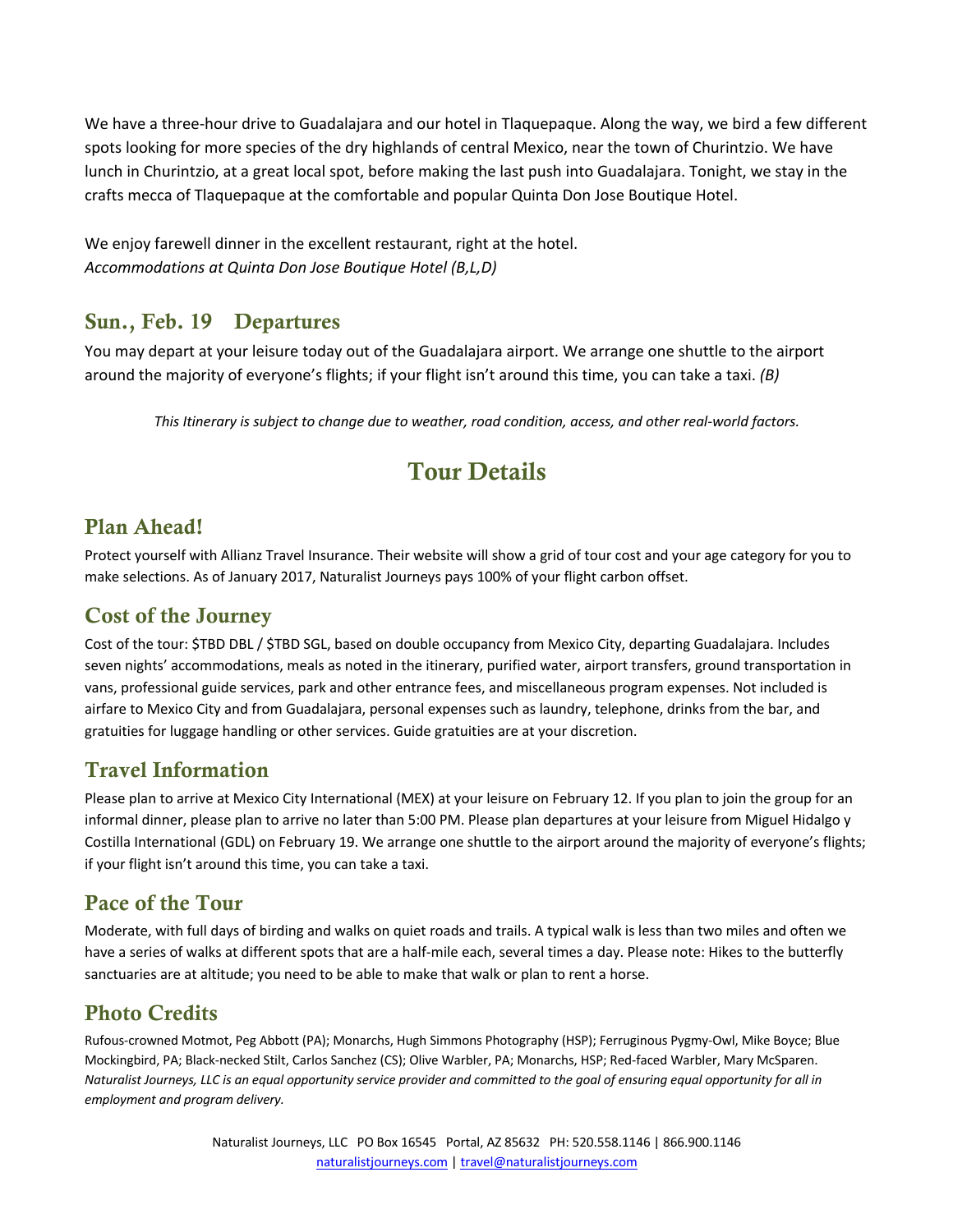We have a three-hour drive to Guadalajara and our hotel in Tlaquepaque. Along the way, we bird a few different spots looking for more species of the dry highlands of central Mexico, near the town of Churintzio. We have lunch in Churintzio, at a great local spot, before making the last push into Guadalajara. Tonight, we stay in the crafts mecca of Tlaquepaque at the comfortable and popular Quinta Don Jose Boutique Hotel.

We enjoy farewell dinner in the excellent restaurant, right at the hotel.
*Accommodations at Quinta Don Jose Boutique Hotel (B,L,D)*

## Sun., Feb. 19 Departures

You may depart at your leisure today out of the Guadalajara airport. We arrange one shuttle to the airport around the majority of everyone's flights; if your flight isn't around this time, you can take a taxi. *(B)*

*This Itinerary is subject to change due to weather, road condition, access, and other real-world factors.*

# Tour Details

## Plan Ahead!

Protect yourself with Allianz Travel Insurance. Their website will show a grid of tour cost and your age category for you to make selections. As of January 2017, Naturalist Journeys pays 100% of your flight carbon offset.

## Cost of the Journey

Cost of the tour: $TBD DBL / $TBD SGL, based on double occupancy from Mexico City, departing Guadalajara. Includes seven nights' accommodations, meals as noted in the itinerary, purified water, airport transfers, ground transportation in vans, professional guide services, park and other entrance fees, and miscellaneous program expenses. Not included is airfare to Mexico City and from Guadalajara, personal expenses such as laundry, telephone, drinks from the bar, and gratuities for luggage handling or other services. Guide gratuities are at your discretion.

## Travel Information

Please plan to arrive at Mexico City International (MEX) at your leisure on February 12. If you plan to join the group for an informal dinner, please plan to arrive no later than 5:00 PM. Please plan departures at your leisure from Miguel Hidalgo y Costilla International (GDL) on February 19. We arrange one shuttle to the airport around the majority of everyone's flights; if your flight isn't around this time, you can take a taxi.

## Pace of the Tour

Moderate, with full days of birding and walks on quiet roads and trails. A typical walk is less than two miles and often we have a series of walks at different spots that are a half-mile each, several times a day. Please note: Hikes to the butterfly sanctuaries are at altitude; you need to be able to make that walk or plan to rent a horse.

## Photo Credits

Rufous-crowned Motmot, Peg Abbott (PA); Monarchs, Hugh Simmons Photography (HSP); Ferruginous Pygmy-Owl, Mike Boyce; Blue Mockingbird, PA; Black-necked Stilt, Carlos Sanchez (CS); Olive Warbler, PA; Monarchs, HSP; Red-faced Warbler, Mary McSparen.
*Naturalist Journeys, LLC is an equal opportunity service provider and committed to the goal of ensuring equal opportunity for all in employment and program delivery.*

Naturalist Journeys, LLC PO Box 16545 Portal, AZ 85632 PH: 520.558.1146 | 866.900.1146
naturalistjourneys.com | travel@naturalistjourneys.com